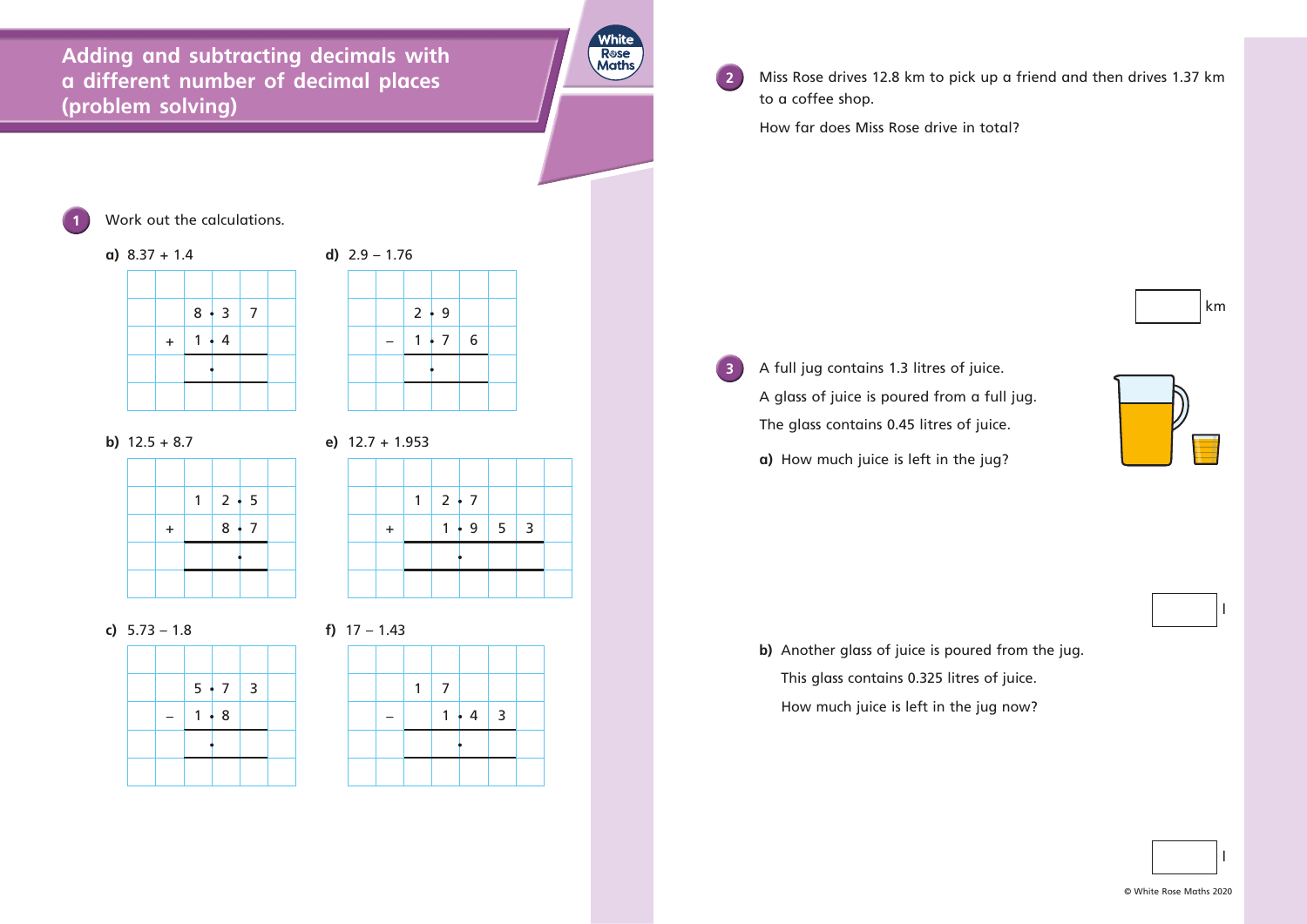# Adding and subtracting decimals with a different number of decimal places (problem solving)

**1** Work out the calculations.

**a)** 8.37 + 1.4

| | | | | | |
|---|---|---|---|---|---|
| | | 8 • | 3 | 7 | |
| | + | 1 • | 4 | | |
| | | • | | | |

**b)** 12.5 + 8.7

| | | | | | |
|---|---|---|---|---|---|
| | | 1 | 2 • | 5 | |
| | + | | 8 • | 7 | |
| | | | • | | |

**c)** 5.73 − 1.8

| | | | | | |
|---|---|---|---|---|---|
| | | 5 • | 7 | 3 | |
| | − | 1 • | 8 | | |
| | | • | | | |

**d)** 2.9 − 1.76

| | | | | | |
|---|---|---|---|---|---|
| | | 2 • | 9 | | |
| | − | 1 • | 7 | 6 | |
| | | • | | | |

**e)** 12.7 + 1.953

| | | | | | | | |
|---|---|---|---|---|---|---|---|
| | | 1 | 2 • | 7 | | | |
| | + | | 1 • | 9 | 5 | 3 | |
| | | | • | | | | |

**f)** 17 − 1.43

| | | | | | | |
|---|---|---|---|---|---|---|
| | | 1 | 7 | | | |
| | − | | 1 • | 4 | 3 | |
| | | | • | | | |

**2** Miss Rose drives 12.8 km to pick up a friend and then drives 1.37 km to a coffee shop.

How far does Miss Rose drive in total?

\_\_\_\_\_ km

**3** A full jug contains 1.3 litres of juice.

A glass of juice is poured from a full jug.

The glass contains 0.45 litres of juice.

**a)** How much juice is left in the jug?

\_\_\_\_\_ l

**b)** Another glass of juice is poured from the jug.

This glass contains 0.325 litres of juice.

How much juice is left in the jug now?

\_\_\_\_\_ l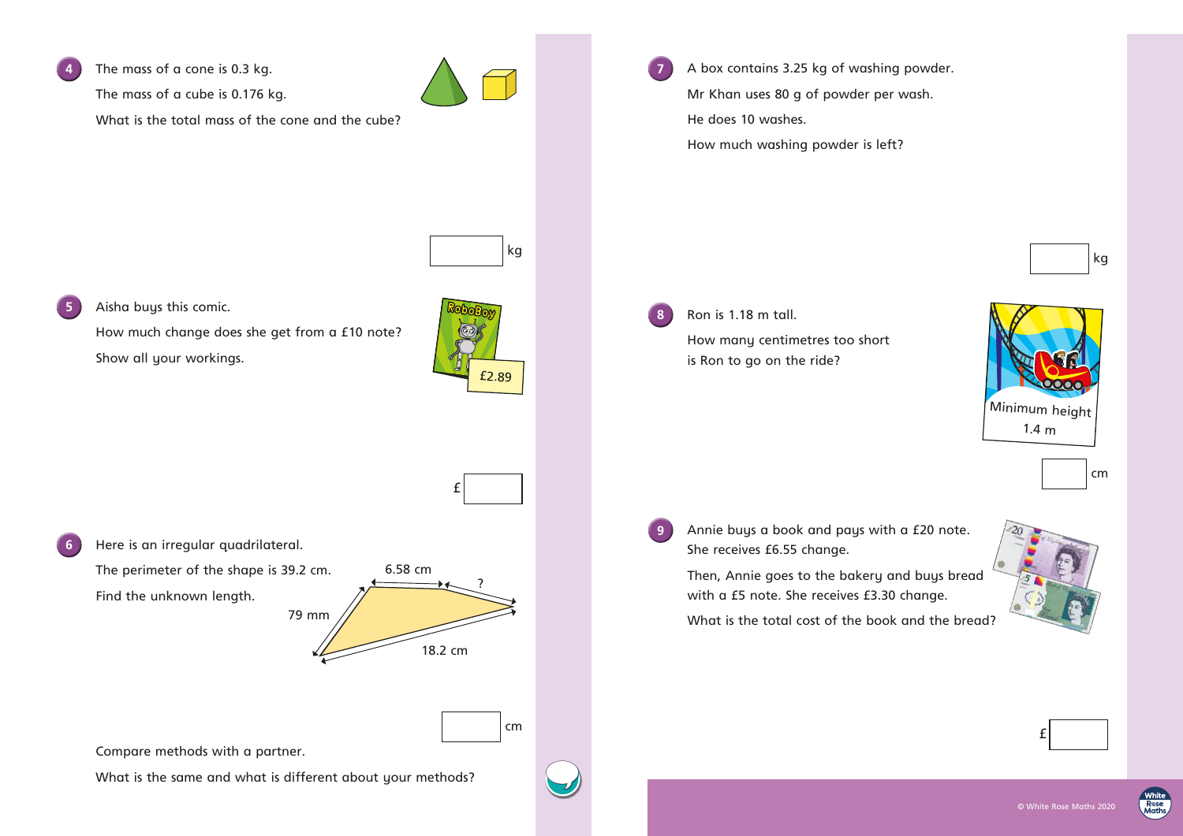**4** The mass of a cone is 0.3 kg.

The mass of a cube is 0.176 kg.

What is the total mass of the cone and the cube?

☐ kg

**5** Aisha buys this comic.

How much change does she get from a £10 note?

Show all your workings.

RoboBoy

£2.89

£ ☐

**6** Here is an irregular quadrilateral.

The perimeter of the shape is 39.2 cm.

Find the unknown length.

6.58 cm

?

79 mm

18.2 cm

☐ cm

Compare methods with a partner.

What is the same and what is different about your methods?

**7** A box contains 3.25 kg of washing powder.

Mr Khan uses 80 g of powder per wash.

He does 10 washes.

How much washing powder is left?

☐ kg

**8** Ron is 1.18 m tall.

How many centimetres too short is Ron to go on the ride?

Minimum height 1.4 m

☐ cm

**9** Annie buys a book and pays with a £20 note. She receives £6.55 change.

Then, Annie goes to the bakery and buys bread with a £5 note. She receives £3.30 change.

What is the total cost of the book and the bread?

£ ☐

© White Rose Maths 2020